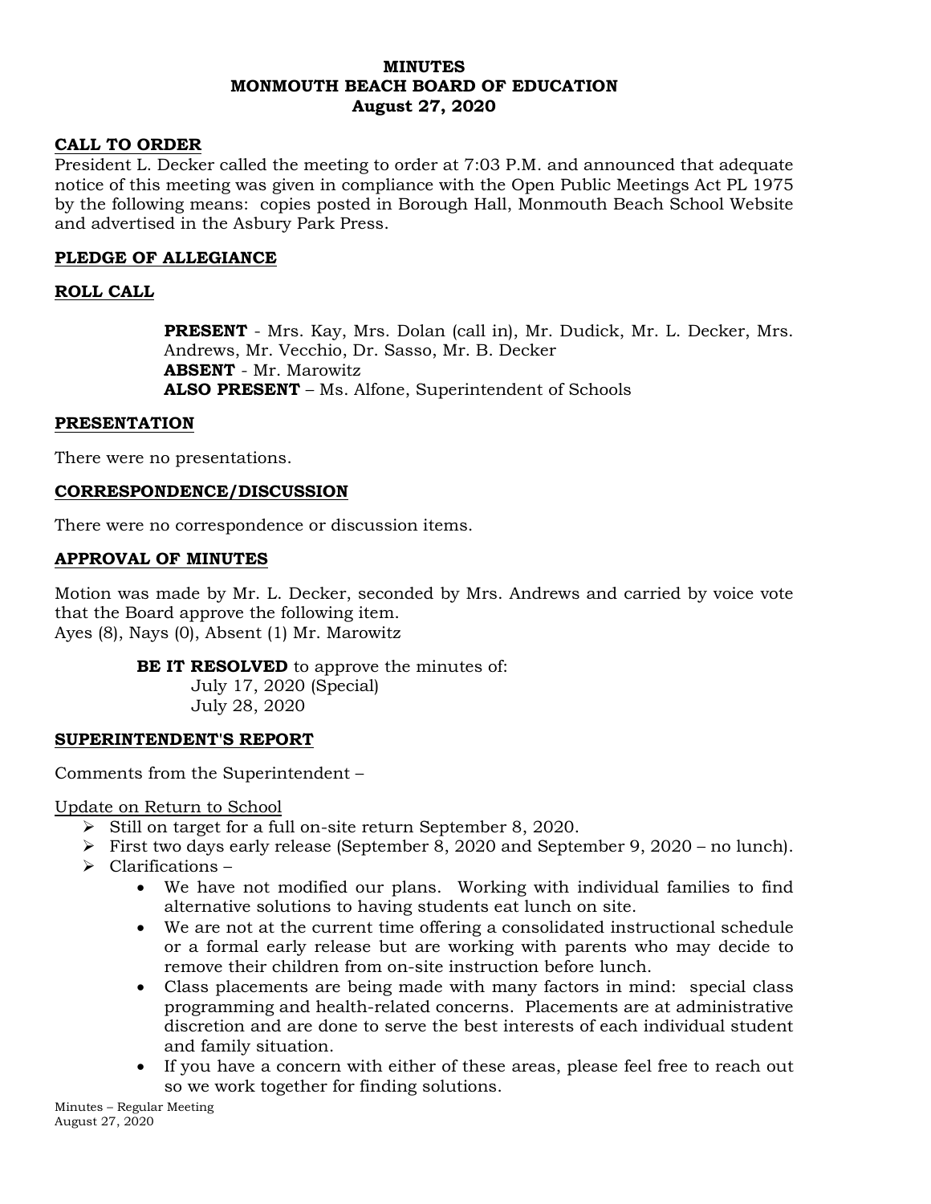# MINUTES
# MONMOUTH BEACH BOARD OF EDUCATION
## August 27, 2020

## CALL TO ORDER

President L. Decker called the meeting to order at 7:03 P.M. and announced that adequate notice of this meeting was given in compliance with the Open Public Meetings Act PL 1975 by the following means: copies posted in Borough Hall, Monmouth Beach School Website and advertised in the Asbury Park Press.

## PLEDGE OF ALLEGIANCE

## ROLL CALL

**PRESENT** - Mrs. Kay, Mrs. Dolan (call in), Mr. Dudick, Mr. L. Decker, Mrs. Andrews, Mr. Vecchio, Dr. Sasso, Mr. B. Decker
**ABSENT** - Mr. Marowitz
**ALSO PRESENT** – Ms. Alfone, Superintendent of Schools

## PRESENTATION

There were no presentations.

## CORRESPONDENCE/DISCUSSION

There were no correspondence or discussion items.

## APPROVAL OF MINUTES

Motion was made by Mr. L. Decker, seconded by Mrs. Andrews and carried by voice vote that the Board approve the following item.
Ayes (8), Nays (0), Absent (1) Mr. Marowitz

**BE IT RESOLVED** to approve the minutes of:
July 17, 2020 (Special)
July 28, 2020

## SUPERINTENDENT'S REPORT

Comments from the Superintendent –

Update on Return to School

- Still on target for a full on-site return September 8, 2020.
- First two days early release (September 8, 2020 and September 9, 2020 – no lunch).
- Clarifications –
  - We have not modified our plans. Working with individual families to find alternative solutions to having students eat lunch on site.
  - We are not at the current time offering a consolidated instructional schedule or a formal early release but are working with parents who may decide to remove their children from on-site instruction before lunch.
  - Class placements are being made with many factors in mind: special class programming and health-related concerns. Placements are at administrative discretion and are done to serve the best interests of each individual student and family situation.
  - If you have a concern with either of these areas, please feel free to reach out so we work together for finding solutions.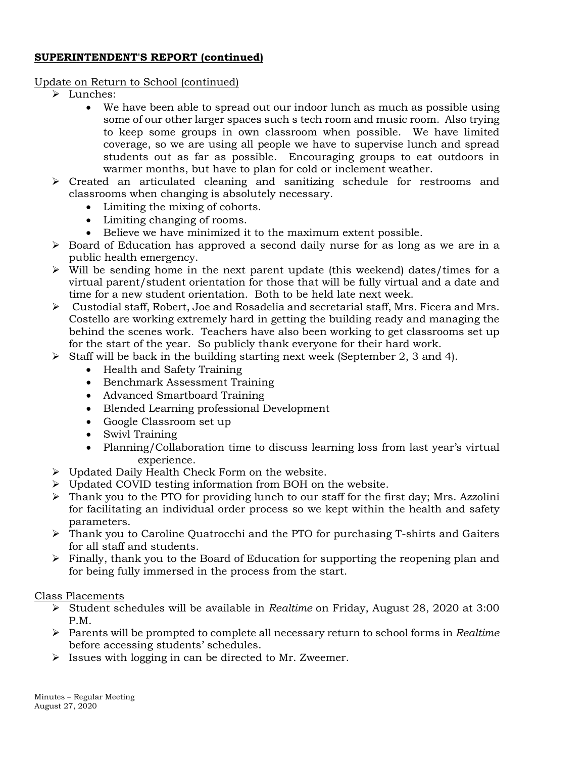**SUPERINTENDENT'S REPORT (continued)**

Update on Return to School (continued)

- Lunches:
  - We have been able to spread out our indoor lunch as much as possible using some of our other larger spaces such s tech room and music room. Also trying to keep some groups in own classroom when possible. We have limited coverage, so we are using all people we have to supervise lunch and spread students out as far as possible. Encouraging groups to eat outdoors in warmer months, but have to plan for cold or inclement weather.
- Created an articulated cleaning and sanitizing schedule for restrooms and classrooms when changing is absolutely necessary.
  - Limiting the mixing of cohorts.
  - Limiting changing of rooms.
  - Believe we have minimized it to the maximum extent possible.
- Board of Education has approved a second daily nurse for as long as we are in a public health emergency.
- Will be sending home in the next parent update (this weekend) dates/times for a virtual parent/student orientation for those that will be fully virtual and a date and time for a new student orientation. Both to be held late next week.
- Custodial staff, Robert, Joe and Rosadelia and secretarial staff, Mrs. Ficera and Mrs. Costello are working extremely hard in getting the building ready and managing the behind the scenes work. Teachers have also been working to get classrooms set up for the start of the year. So publicly thank everyone for their hard work.
- Staff will be back in the building starting next week (September 2, 3 and 4).
  - Health and Safety Training
  - Benchmark Assessment Training
  - Advanced Smartboard Training
  - Blended Learning professional Development
  - Google Classroom set up
  - Swivl Training
  - Planning/Collaboration time to discuss learning loss from last year's virtual experience.
- Updated Daily Health Check Form on the website.
- Updated COVID testing information from BOH on the website.
- Thank you to the PTO for providing lunch to our staff for the first day; Mrs. Azzolini for facilitating an individual order process so we kept within the health and safety parameters.
- Thank you to Caroline Quatrocchi and the PTO for purchasing T-shirts and Gaiters for all staff and students.
- Finally, thank you to the Board of Education for supporting the reopening plan and for being fully immersed in the process from the start.

Class Placements

- Student schedules will be available in *Realtime* on Friday, August 28, 2020 at 3:00 P.M.
- Parents will be prompted to complete all necessary return to school forms in *Realtime* before accessing students' schedules.
- Issues with logging in can be directed to Mr. Zweemer.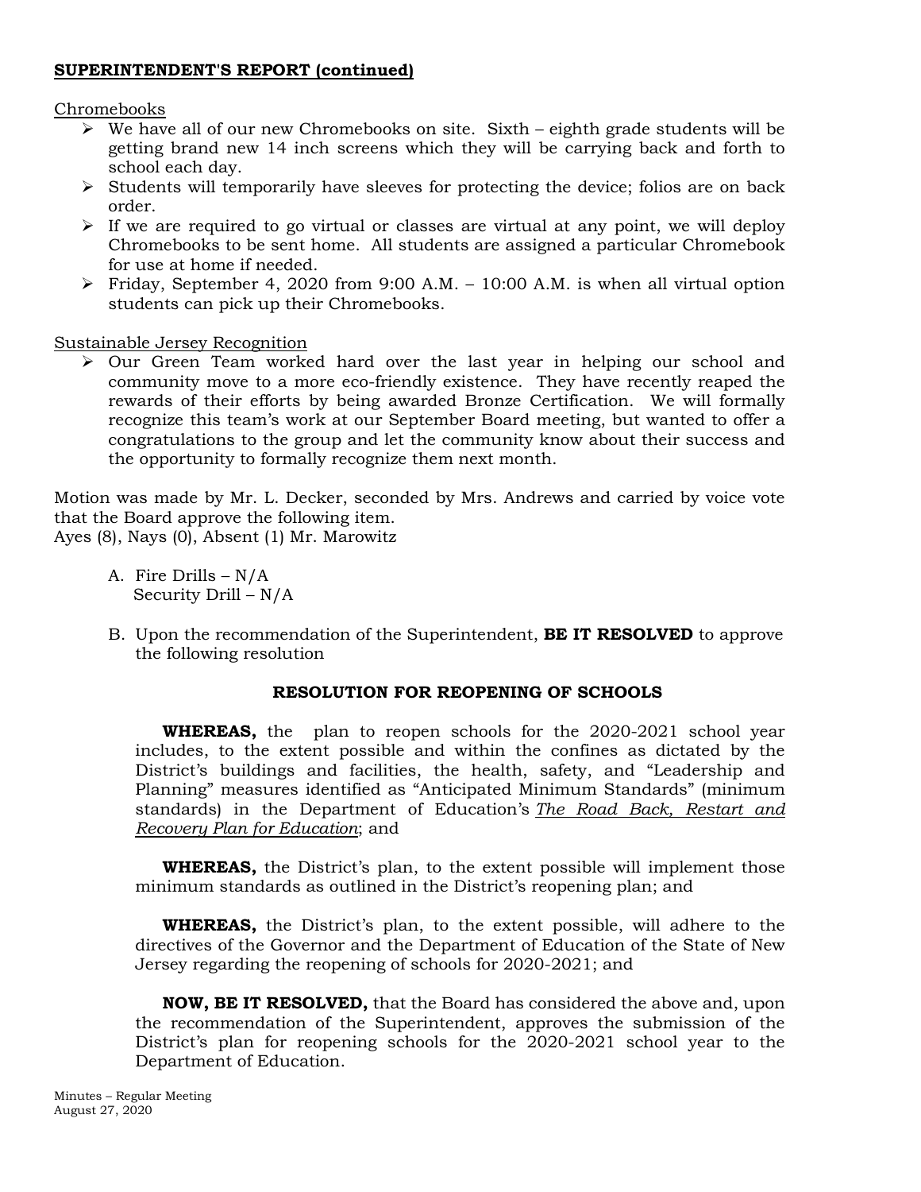**SUPERINTENDENT'S REPORT (continued)**

Chromebooks

- We have all of our new Chromebooks on site. Sixth – eighth grade students will be getting brand new 14 inch screens which they will be carrying back and forth to school each day.
- Students will temporarily have sleeves for protecting the device; folios are on back order.
- If we are required to go virtual or classes are virtual at any point, we will deploy Chromebooks to be sent home. All students are assigned a particular Chromebook for use at home if needed.
- Friday, September 4, 2020 from 9:00 A.M. – 10:00 A.M. is when all virtual option students can pick up their Chromebooks.

Sustainable Jersey Recognition

- Our Green Team worked hard over the last year in helping our school and community move to a more eco-friendly existence. They have recently reaped the rewards of their efforts by being awarded Bronze Certification. We will formally recognize this team's work at our September Board meeting, but wanted to offer a congratulations to the group and let the community know about their success and the opportunity to formally recognize them next month.

Motion was made by Mr. L. Decker, seconded by Mrs. Andrews and carried by voice vote that the Board approve the following item.
Ayes (8), Nays (0), Absent (1) Mr. Marowitz

A. Fire Drills – N/A
   Security Drill – N/A

B. Upon the recommendation of the Superintendent, **BE IT RESOLVED** to approve the following resolution

**RESOLUTION FOR REOPENING OF SCHOOLS**

**WHEREAS,** the plan to reopen schools for the 2020-2021 school year includes, to the extent possible and within the confines as dictated by the District's buildings and facilities, the health, safety, and "Leadership and Planning" measures identified as "Anticipated Minimum Standards" (minimum standards) in the Department of Education's ***The Road Back, Restart and Recovery Plan for Education***; and

**WHEREAS,** the District's plan, to the extent possible will implement those minimum standards as outlined in the District's reopening plan; and

**WHEREAS,** the District's plan, to the extent possible, will adhere to the directives of the Governor and the Department of Education of the State of New Jersey regarding the reopening of schools for 2020-2021; and

**NOW, BE IT RESOLVED,** that the Board has considered the above and, upon the recommendation of the Superintendent, approves the submission of the District's plan for reopening schools for the 2020-2021 school year to the Department of Education.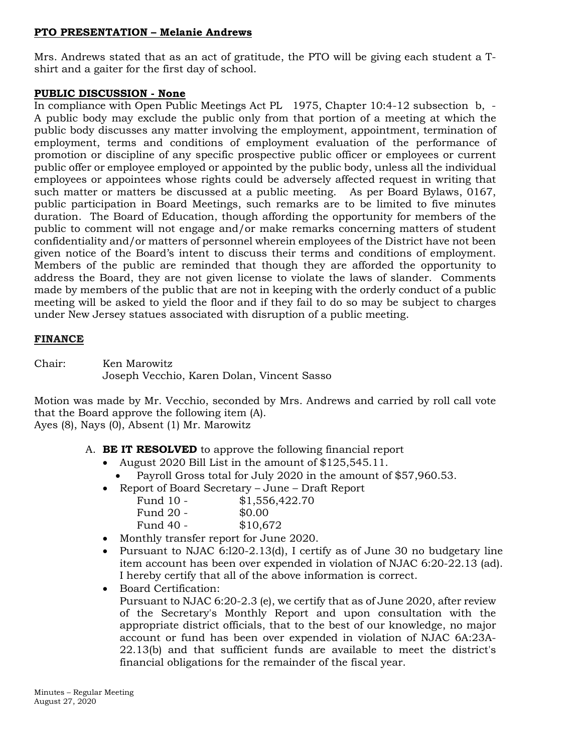**PTO PRESENTATION – Melanie Andrews**

Mrs. Andrews stated that as an act of gratitude, the PTO will be giving each student a T-shirt and a gaiter for the first day of school.

**PUBLIC DISCUSSION - None**

In compliance with Open Public Meetings Act PL 1975, Chapter 10:4-12 subsection b, - A public body may exclude the public only from that portion of a meeting at which the public body discusses any matter involving the employment, appointment, termination of employment, terms and conditions of employment evaluation of the performance of promotion or discipline of any specific prospective public officer or employees or current public offer or employee employed or appointed by the public body, unless all the individual employees or appointees whose rights could be adversely affected request in writing that such matter or matters be discussed at a public meeting. As per Board Bylaws, 0167, public participation in Board Meetings, such remarks are to be limited to five minutes duration. The Board of Education, though affording the opportunity for members of the public to comment will not engage and/or make remarks concerning matters of student confidentiality and/or matters of personnel wherein employees of the District have not been given notice of the Board's intent to discuss their terms and conditions of employment. Members of the public are reminded that though they are afforded the opportunity to address the Board, they are not given license to violate the laws of slander. Comments made by members of the public that are not in keeping with the orderly conduct of a public meeting will be asked to yield the floor and if they fail to do so may be subject to charges under New Jersey statues associated with disruption of a public meeting.

**FINANCE**

Chair: Ken Marowitz
Joseph Vecchio, Karen Dolan, Vincent Sasso

Motion was made by Mr. Vecchio, seconded by Mrs. Andrews and carried by roll call vote that the Board approve the following item (A).
Ayes (8), Nays (0), Absent (1) Mr. Marowitz

A. **BE IT RESOLVED** to approve the following financial report
   - August 2020 Bill List in the amount of $125,545.11.
     - Payroll Gross total for July 2020 in the amount of $57,960.53.
   - Report of Board Secretary – June – Draft Report
     - Fund 10 - $1,556,422.70
     - Fund 20 - $0.00
     - Fund 40 - $10,672
   - Monthly transfer report for June 2020.
   - Pursuant to NJAC 6:l20-2.13(d), I certify as of June 30 no budgetary line item account has been over expended in violation of NJAC 6:20-22.13 (ad). I hereby certify that all of the above information is correct.
   - Board Certification:
     Pursuant to NJAC 6:20-2.3 (e), we certify that as of June 2020, after review of the Secretary's Monthly Report and upon consultation with the appropriate district officials, that to the best of our knowledge, no major account or fund has been over expended in violation of NJAC 6A:23A-22.13(b) and that sufficient funds are available to meet the district's financial obligations for the remainder of the fiscal year.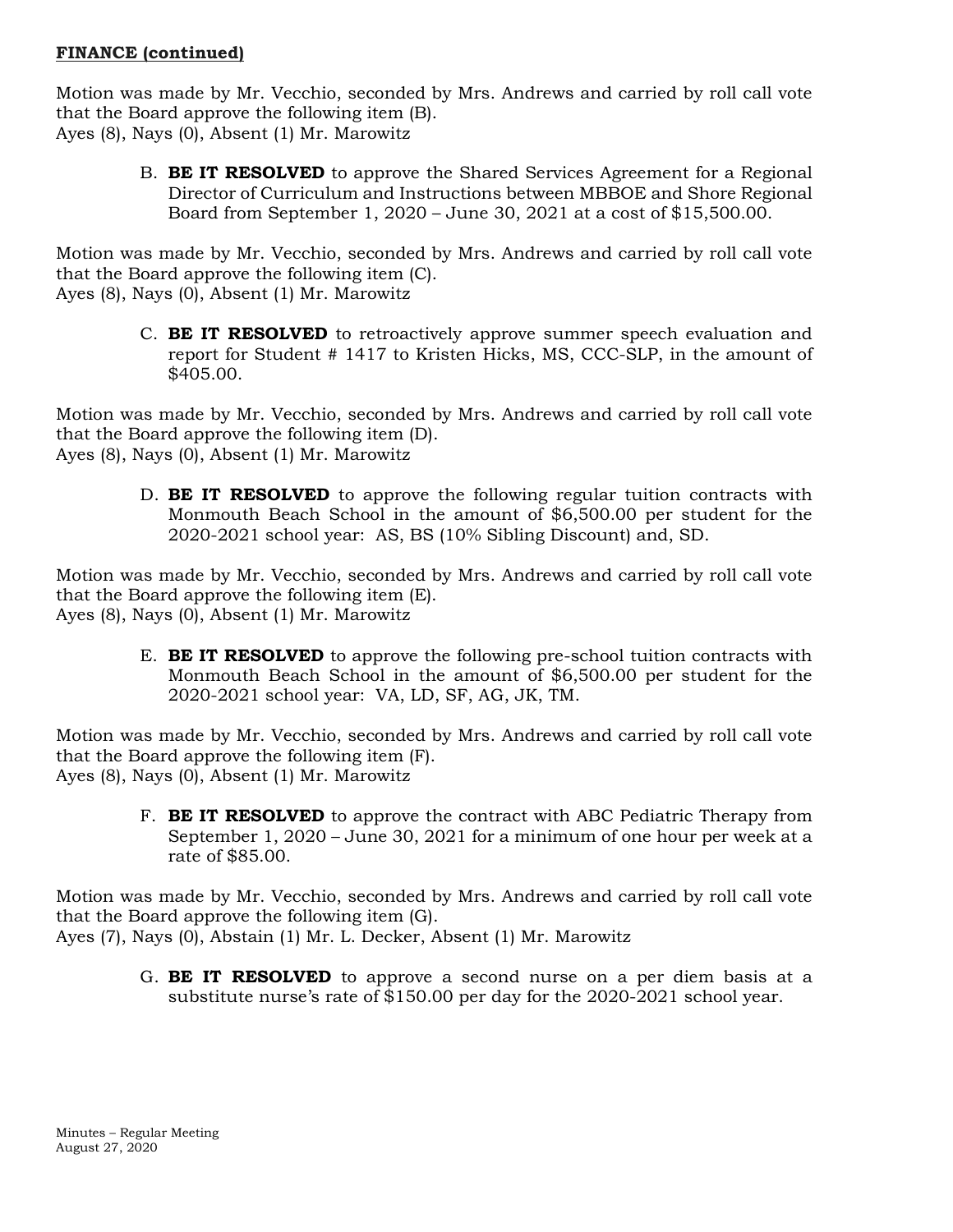**FINANCE (continued)**

Motion was made by Mr. Vecchio, seconded by Mrs. Andrews and carried by roll call vote that the Board approve the following item (B).
Ayes (8), Nays (0), Absent (1) Mr. Marowitz

B. **BE IT RESOLVED** to approve the Shared Services Agreement for a Regional Director of Curriculum and Instructions between MBBOE and Shore Regional Board from September 1, 2020 – June 30, 2021 at a cost of $15,500.00.

Motion was made by Mr. Vecchio, seconded by Mrs. Andrews and carried by roll call vote that the Board approve the following item (C).
Ayes (8), Nays (0), Absent (1) Mr. Marowitz

C. **BE IT RESOLVED** to retroactively approve summer speech evaluation and report for Student # 1417 to Kristen Hicks, MS, CCC-SLP, in the amount of $405.00.

Motion was made by Mr. Vecchio, seconded by Mrs. Andrews and carried by roll call vote that the Board approve the following item (D).
Ayes (8), Nays (0), Absent (1) Mr. Marowitz

D. **BE IT RESOLVED** to approve the following regular tuition contracts with Monmouth Beach School in the amount of $6,500.00 per student for the 2020-2021 school year: AS, BS (10% Sibling Discount) and, SD.

Motion was made by Mr. Vecchio, seconded by Mrs. Andrews and carried by roll call vote that the Board approve the following item (E).
Ayes (8), Nays (0), Absent (1) Mr. Marowitz

E. **BE IT RESOLVED** to approve the following pre-school tuition contracts with Monmouth Beach School in the amount of $6,500.00 per student for the 2020-2021 school year: VA, LD, SF, AG, JK, TM.

Motion was made by Mr. Vecchio, seconded by Mrs. Andrews and carried by roll call vote that the Board approve the following item (F).
Ayes (8), Nays (0), Absent (1) Mr. Marowitz

F. **BE IT RESOLVED** to approve the contract with ABC Pediatric Therapy from September 1, 2020 – June 30, 2021 for a minimum of one hour per week at a rate of $85.00.

Motion was made by Mr. Vecchio, seconded by Mrs. Andrews and carried by roll call vote that the Board approve the following item (G).
Ayes (7), Nays (0), Abstain (1) Mr. L. Decker, Absent (1) Mr. Marowitz

G. **BE IT RESOLVED** to approve a second nurse on a per diem basis at a substitute nurse's rate of $150.00 per day for the 2020-2021 school year.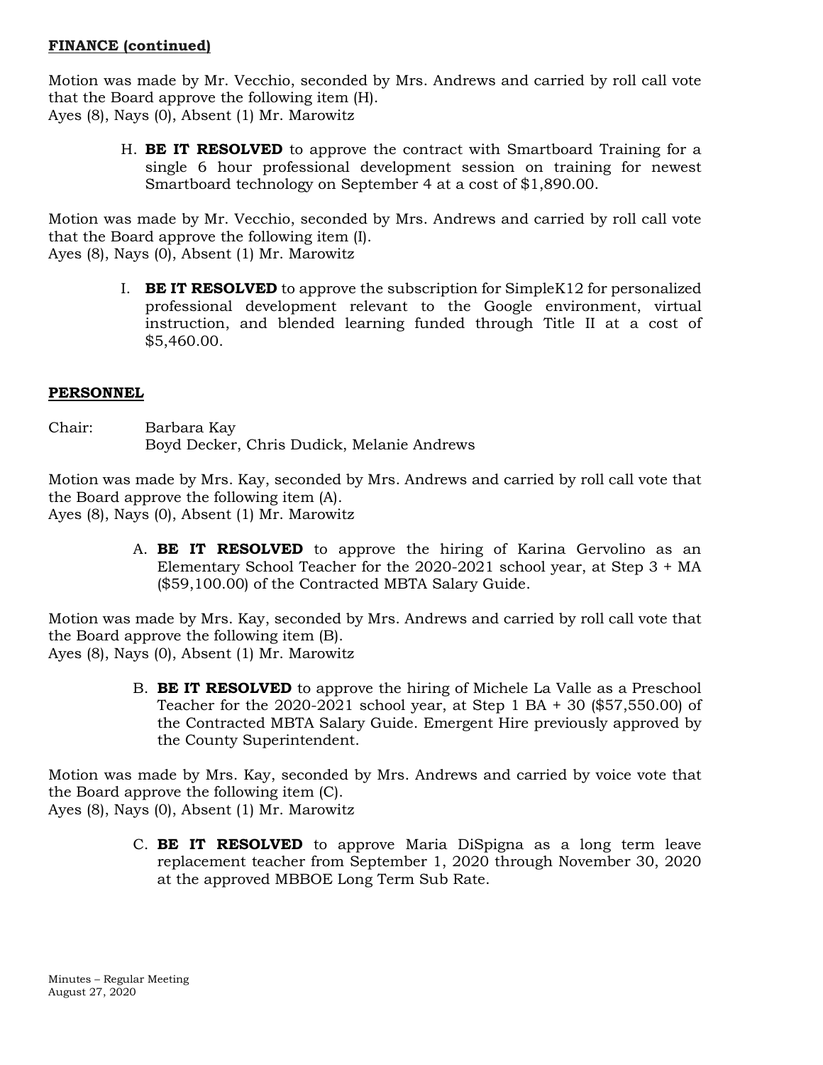**FINANCE (continued)**

Motion was made by Mr. Vecchio, seconded by Mrs. Andrews and carried by roll call vote that the Board approve the following item (H).
Ayes (8), Nays (0), Absent (1) Mr. Marowitz

H. **BE IT RESOLVED** to approve the contract with Smartboard Training for a single 6 hour professional development session on training for newest Smartboard technology on September 4 at a cost of $1,890.00.

Motion was made by Mr. Vecchio, seconded by Mrs. Andrews and carried by roll call vote that the Board approve the following item (I).
Ayes (8), Nays (0), Absent (1) Mr. Marowitz

I. **BE IT RESOLVED** to approve the subscription for SimpleK12 for personalized professional development relevant to the Google environment, virtual instruction, and blended learning funded through Title II at a cost of $5,460.00.

**PERSONNEL**

Chair: Barbara Kay
Boyd Decker, Chris Dudick, Melanie Andrews

Motion was made by Mrs. Kay, seconded by Mrs. Andrews and carried by roll call vote that the Board approve the following item (A).
Ayes (8), Nays (0), Absent (1) Mr. Marowitz

A. **BE IT RESOLVED** to approve the hiring of Karina Gervolino as an Elementary School Teacher for the 2020-2021 school year, at Step 3 + MA ($59,100.00) of the Contracted MBTA Salary Guide.

Motion was made by Mrs. Kay, seconded by Mrs. Andrews and carried by roll call vote that the Board approve the following item (B).
Ayes (8), Nays (0), Absent (1) Mr. Marowitz

B. **BE IT RESOLVED** to approve the hiring of Michele La Valle as a Preschool Teacher for the 2020-2021 school year, at Step 1 BA + 30 ($57,550.00) of the Contracted MBTA Salary Guide. Emergent Hire previously approved by the County Superintendent.

Motion was made by Mrs. Kay, seconded by Mrs. Andrews and carried by voice vote that the Board approve the following item (C).
Ayes (8), Nays (0), Absent (1) Mr. Marowitz

C. **BE IT RESOLVED** to approve Maria DiSpigna as a long term leave replacement teacher from September 1, 2020 through November 30, 2020 at the approved MBBOE Long Term Sub Rate.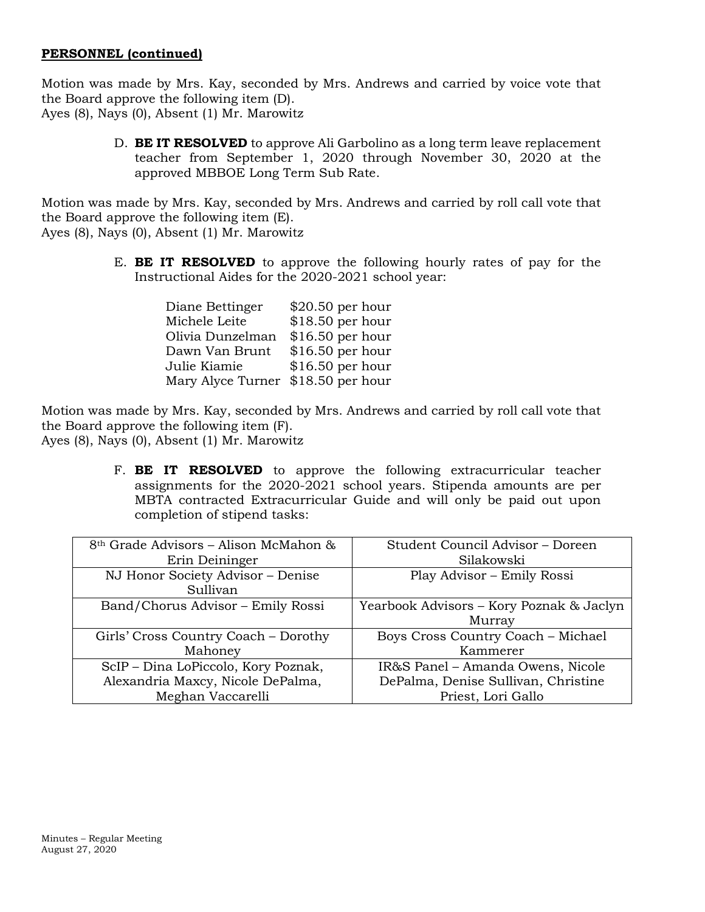**PERSONNEL (continued)**

Motion was made by Mrs. Kay, seconded by Mrs. Andrews and carried by voice vote that the Board approve the following item (D).
Ayes (8), Nays (0), Absent (1) Mr. Marowitz

D. **BE IT RESOLVED** to approve Ali Garbolino as a long term leave replacement teacher from September 1, 2020 through November 30, 2020 at the approved MBBOE Long Term Sub Rate.

Motion was made by Mrs. Kay, seconded by Mrs. Andrews and carried by roll call vote that the Board approve the following item (E).
Ayes (8), Nays (0), Absent (1) Mr. Marowitz

E. **BE IT RESOLVED** to approve the following hourly rates of pay for the Instructional Aides for the 2020-2021 school year:

| | |
|---|---|
| Diane Bettinger | $20.50 per hour |
| Michele Leite | $18.50 per hour |
| Olivia Dunzelman | $16.50 per hour |
| Dawn Van Brunt | $16.50 per hour |
| Julie Kiamie | $16.50 per hour |
| Mary Alyce Turner | $18.50 per hour |

Motion was made by Mrs. Kay, seconded by Mrs. Andrews and carried by roll call vote that the Board approve the following item (F).
Ayes (8), Nays (0), Absent (1) Mr. Marowitz

F. **BE IT RESOLVED** to approve the following extracurricular teacher assignments for the 2020-2021 school years. Stipenda amounts are per MBTA contracted Extracurricular Guide and will only be paid out upon completion of stipend tasks:

| | |
|---|---|
| 8th Grade Advisors – Alison McMahon & Erin Deininger | Student Council Advisor – Doreen Silakowski |
| NJ Honor Society Advisor – Denise Sullivan | Play Advisor – Emily Rossi |
| Band/Chorus Advisor – Emily Rossi | Yearbook Advisors – Kory Poznak & Jaclyn Murray |
| Girls' Cross Country Coach – Dorothy Mahoney | Boys Cross Country Coach – Michael Kammerer |
| ScIP – Dina LoPiccolo, Kory Poznak, Alexandria Maxcy, Nicole DePalma, Meghan Vaccarelli | IR&S Panel – Amanda Owens, Nicole DePalma, Denise Sullivan, Christine Priest, Lori Gallo |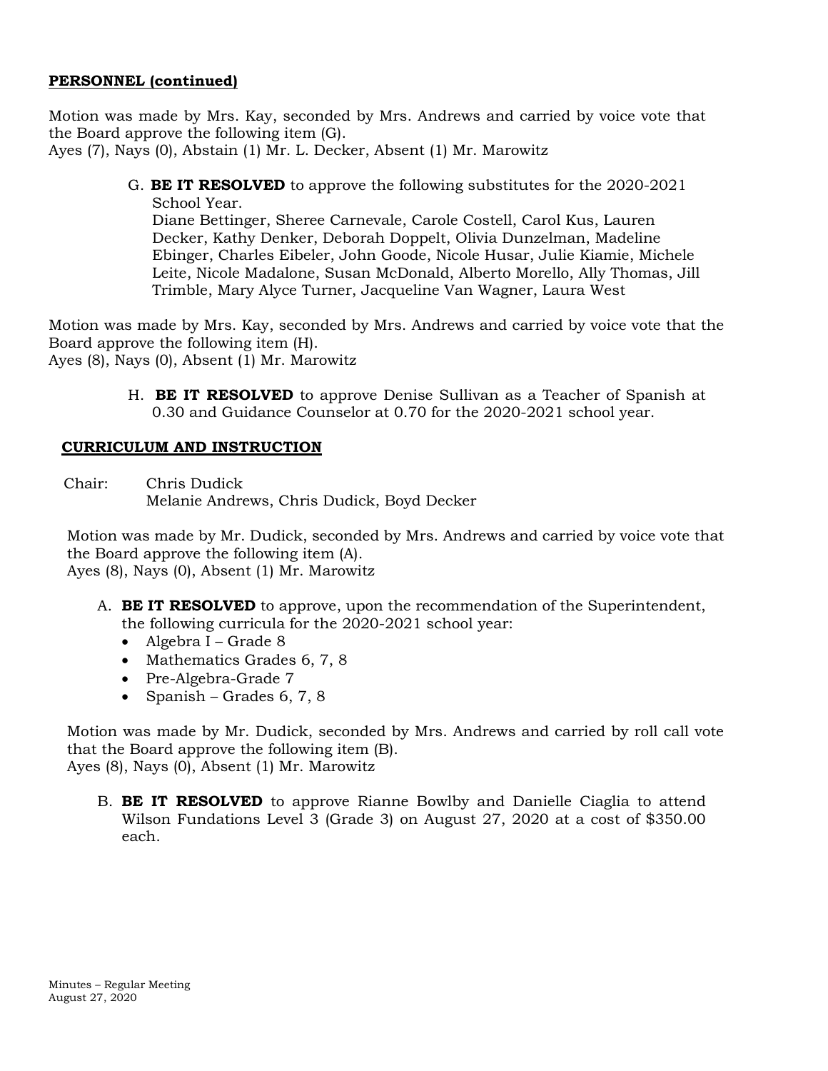**PERSONNEL (continued)**

Motion was made by Mrs. Kay, seconded by Mrs. Andrews and carried by voice vote that the Board approve the following item (G).
Ayes (7), Nays (0), Abstain (1) Mr. L. Decker, Absent (1) Mr. Marowitz

G. **BE IT RESOLVED** to approve the following substitutes for the 2020-2021 School Year.
Diane Bettinger, Sheree Carnevale, Carole Costell, Carol Kus, Lauren Decker, Kathy Denker, Deborah Doppelt, Olivia Dunzelman, Madeline Ebinger, Charles Eibeler, John Goode, Nicole Husar, Julie Kiamie, Michele Leite, Nicole Madalone, Susan McDonald, Alberto Morello, Ally Thomas, Jill Trimble, Mary Alyce Turner, Jacqueline Van Wagner, Laura West

Motion was made by Mrs. Kay, seconded by Mrs. Andrews and carried by voice vote that the Board approve the following item (H).
Ayes (8), Nays (0), Absent (1) Mr. Marowitz

H. **BE IT RESOLVED** to approve Denise Sullivan as a Teacher of Spanish at 0.30 and Guidance Counselor at 0.70 for the 2020-2021 school year.

**CURRICULUM AND INSTRUCTION**

Chair: Chris Dudick
Melanie Andrews, Chris Dudick, Boyd Decker

Motion was made by Mr. Dudick, seconded by Mrs. Andrews and carried by voice vote that the Board approve the following item (A).
Ayes (8), Nays (0), Absent (1) Mr. Marowitz

A. **BE IT RESOLVED** to approve, upon the recommendation of the Superintendent, the following curricula for the 2020-2021 school year:
- Algebra I – Grade 8
- Mathematics Grades 6, 7, 8
- Pre-Algebra-Grade 7
- Spanish – Grades 6, 7, 8

Motion was made by Mr. Dudick, seconded by Mrs. Andrews and carried by roll call vote that the Board approve the following item (B).
Ayes (8), Nays (0), Absent (1) Mr. Marowitz

B. **BE IT RESOLVED** to approve Rianne Bowlby and Danielle Ciaglia to attend Wilson Fundations Level 3 (Grade 3) on August 27, 2020 at a cost of $350.00 each.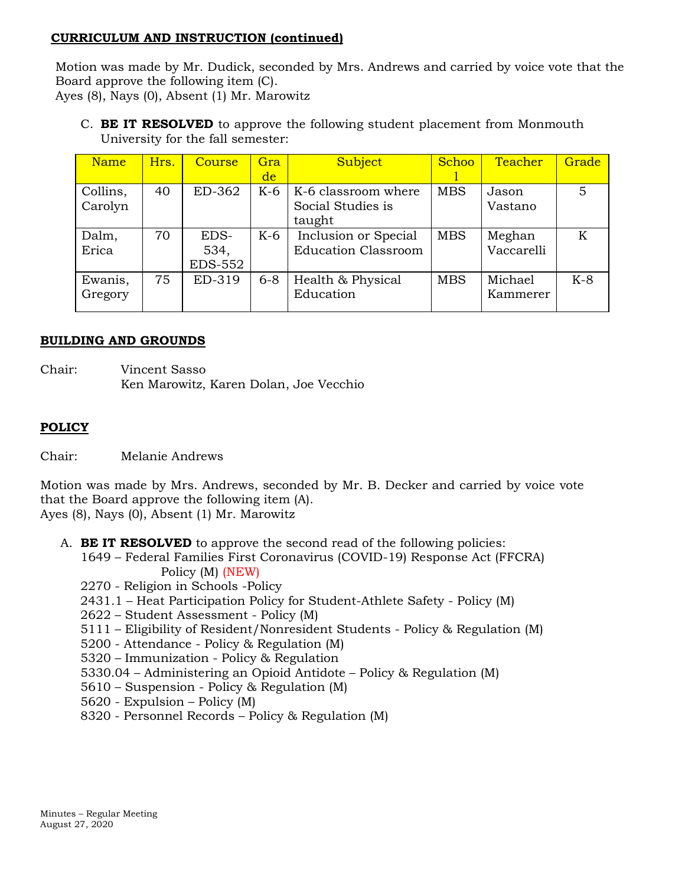**CURRICULUM AND INSTRUCTION (continued)**

Motion was made by Mr. Dudick, seconded by Mrs. Andrews and carried by voice vote that the Board approve the following item (C).
Ayes (8), Nays (0), Absent (1) Mr. Marowitz

C. **BE IT RESOLVED** to approve the following student placement from Monmouth University for the fall semester:

| Name | Hrs. | Course | Grade | Subject | School | Teacher | Grade |
|---|---|---|---|---|---|---|---|
| Collins, Carolyn | 40 | ED-362 | K-6 | K-6 classroom where Social Studies is taught | MBS | Jason Vastano | 5 |
| Dalm, Erica | 70 | EDS-534, EDS-552 | K-6 | Inclusion or Special Education Classroom | MBS | Meghan Vaccarelli | K |
| Ewanis, Gregory | 75 | ED-319 | 6-8 | Health & Physical Education | MBS | Michael Kammerer | K-8 |

**BUILDING AND GROUNDS**

Chair: Vincent Sasso
Ken Marowitz, Karen Dolan, Joe Vecchio

**POLICY**

Chair: Melanie Andrews

Motion was made by Mrs. Andrews, seconded by Mr. B. Decker and carried by voice vote that the Board approve the following item (A).
Ayes (8), Nays (0), Absent (1) Mr. Marowitz

A. **BE IT RESOLVED** to approve the second read of the following policies:
1649 – Federal Families First Coronavirus (COVID-19) Response Act (FFCRA) Policy (M) (NEW)
2270 - Religion in Schools -Policy
2431.1 – Heat Participation Policy for Student-Athlete Safety - Policy (M)
2622 – Student Assessment - Policy (M)
5111 – Eligibility of Resident/Nonresident Students - Policy & Regulation (M)
5200 - Attendance - Policy & Regulation (M)
5320 – Immunization - Policy & Regulation
5330.04 – Administering an Opioid Antidote – Policy & Regulation (M)
5610 – Suspension - Policy & Regulation (M)
5620 - Expulsion – Policy (M)
8320 - Personnel Records – Policy & Regulation (M)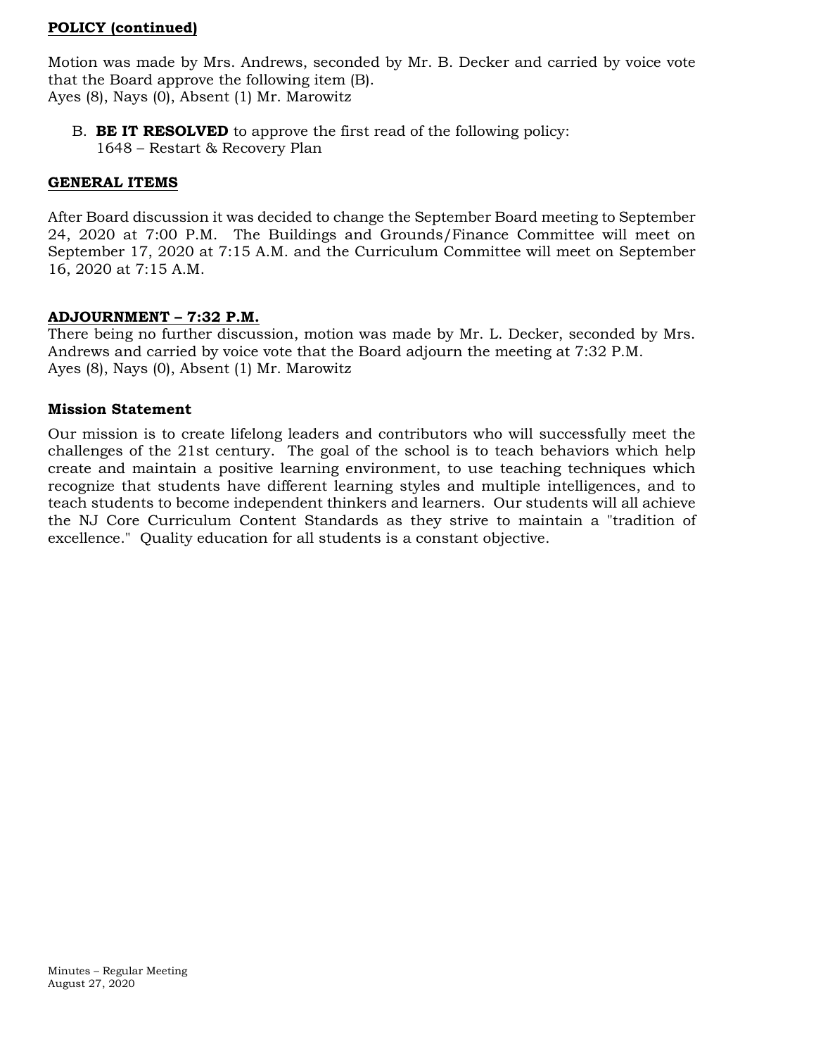**POLICY (continued)**

Motion was made by Mrs. Andrews, seconded by Mr. B. Decker and carried by voice vote that the Board approve the following item (B).
Ayes (8), Nays (0), Absent (1) Mr. Marowitz

B. **BE IT RESOLVED** to approve the first read of the following policy:
   1648 – Restart & Recovery Plan

**GENERAL ITEMS**

After Board discussion it was decided to change the September Board meeting to September 24, 2020 at 7:00 P.M. The Buildings and Grounds/Finance Committee will meet on September 17, 2020 at 7:15 A.M. and the Curriculum Committee will meet on September 16, 2020 at 7:15 A.M.

**ADJOURNMENT – 7:32 P.M.**

There being no further discussion, motion was made by Mr. L. Decker, seconded by Mrs. Andrews and carried by voice vote that the Board adjourn the meeting at 7:32 P.M.
Ayes (8), Nays (0), Absent (1) Mr. Marowitz

**Mission Statement**

Our mission is to create lifelong leaders and contributors who will successfully meet the challenges of the 21st century. The goal of the school is to teach behaviors which help create and maintain a positive learning environment, to use teaching techniques which recognize that students have different learning styles and multiple intelligences, and to teach students to become independent thinkers and learners. Our students will all achieve the NJ Core Curriculum Content Standards as they strive to maintain a "tradition of excellence." Quality education for all students is a constant objective.